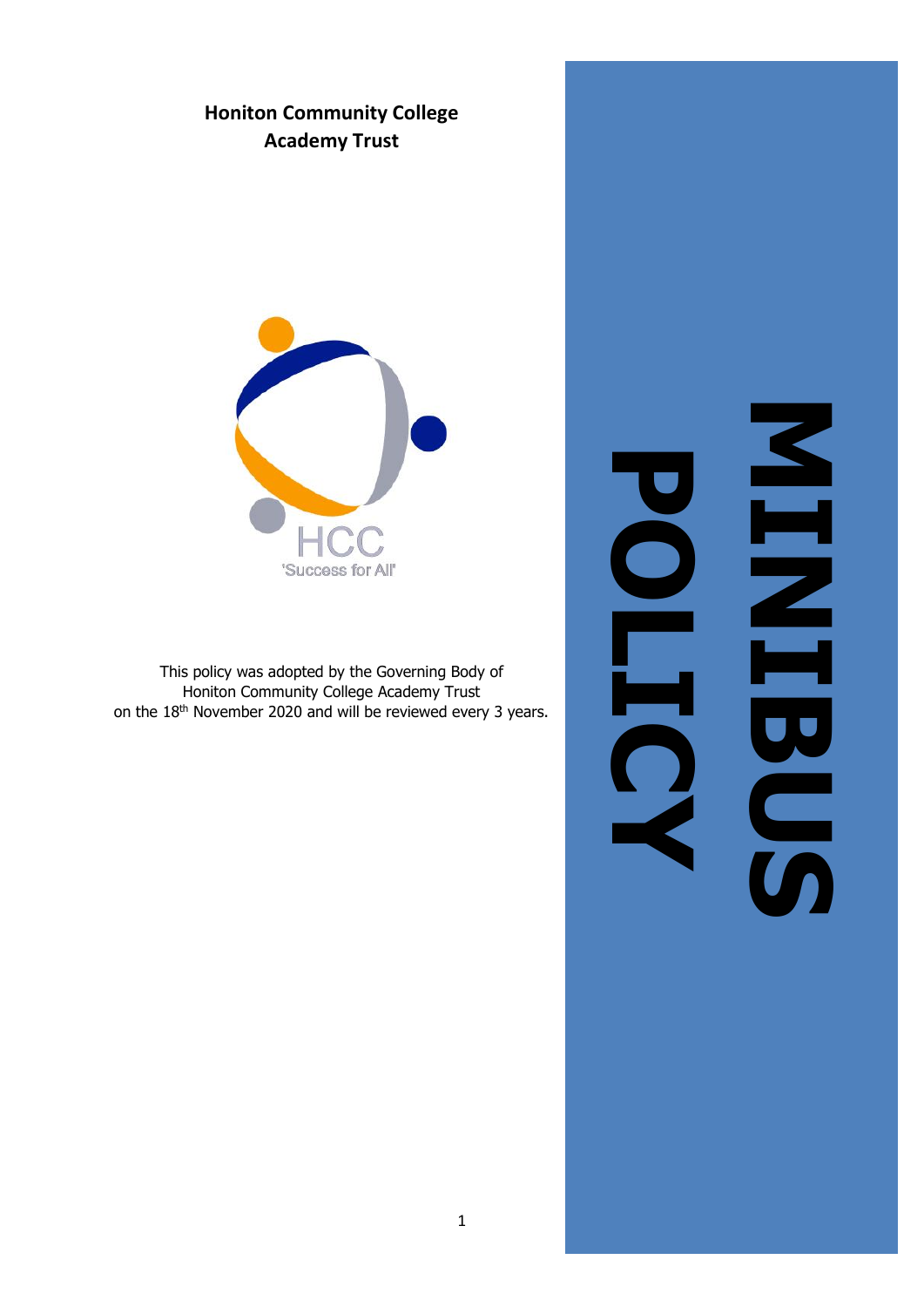**Honiton Community College Academy Trust**

# MINIBUS POLICY

HCC
'Success for All'

This policy was adopted by the Governing Body of Honiton Community College Academy Trust on the 18th November 2020 and will be reviewed every 3 years.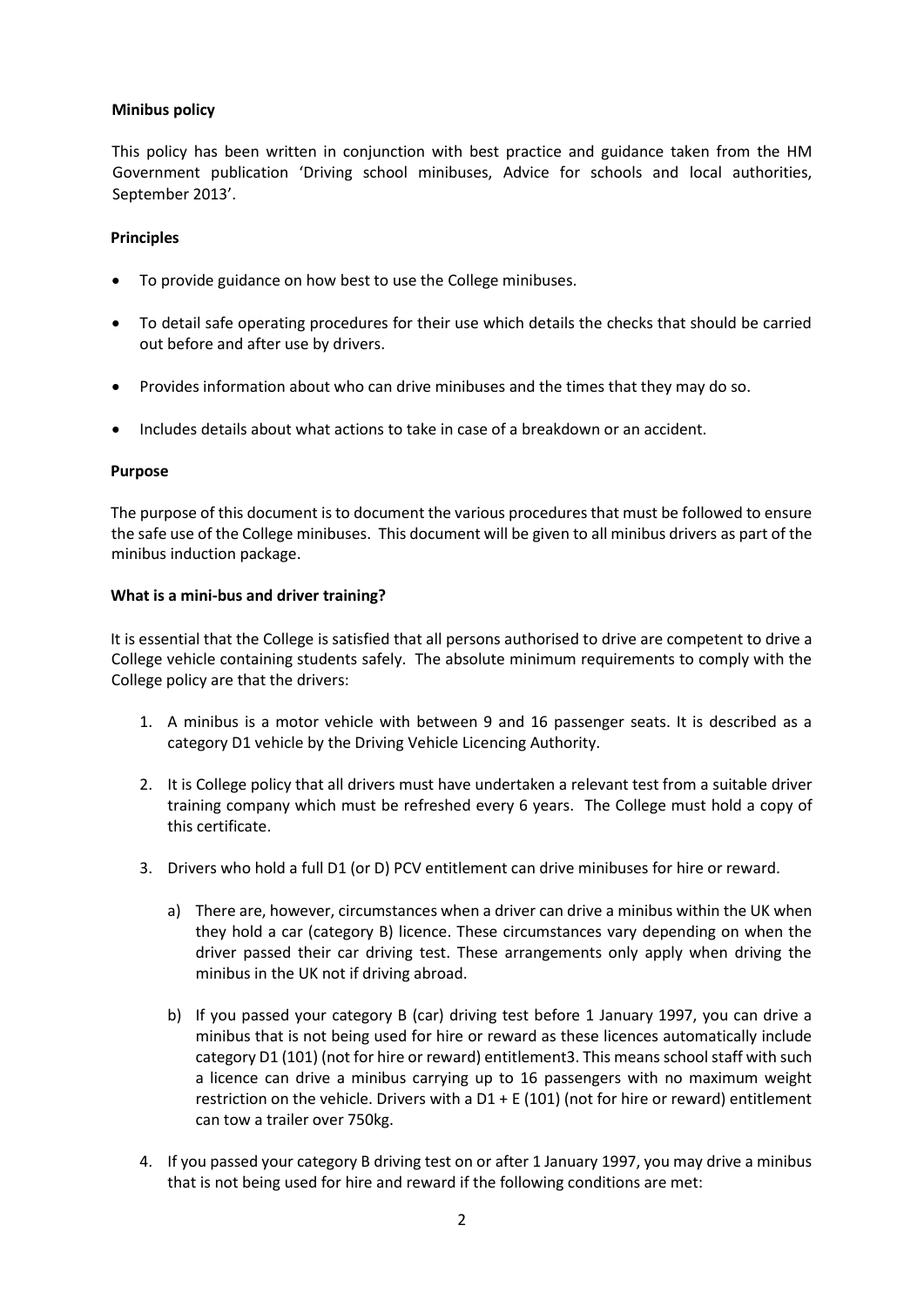**Minibus policy**

This policy has been written in conjunction with best practice and guidance taken from the HM Government publication 'Driving school minibuses, Advice for schools and local authorities, September 2013'.

**Principles**

- To provide guidance on how best to use the College minibuses.
- To detail safe operating procedures for their use which details the checks that should be carried out before and after use by drivers.
- Provides information about who can drive minibuses and the times that they may do so.
- Includes details about what actions to take in case of a breakdown or an accident.

**Purpose**

The purpose of this document is to document the various procedures that must be followed to ensure the safe use of the College minibuses. This document will be given to all minibus drivers as part of the minibus induction package.

**What is a mini-bus and driver training?**

It is essential that the College is satisfied that all persons authorised to drive are competent to drive a College vehicle containing students safely. The absolute minimum requirements to comply with the College policy are that the drivers:

1. A minibus is a motor vehicle with between 9 and 16 passenger seats. It is described as a category D1 vehicle by the Driving Vehicle Licencing Authority.
2. It is College policy that all drivers must have undertaken a relevant test from a suitable driver training company which must be refreshed every 6 years. The College must hold a copy of this certificate.
3. Drivers who hold a full D1 (or D) PCV entitlement can drive minibuses for hire or reward.
   a) There are, however, circumstances when a driver can drive a minibus within the UK when they hold a car (category B) licence. These circumstances vary depending on when the driver passed their car driving test. These arrangements only apply when driving the minibus in the UK not if driving abroad.
   b) If you passed your category B (car) driving test before 1 January 1997, you can drive a minibus that is not being used for hire or reward as these licences automatically include category D1 (101) (not for hire or reward) entitlement3. This means school staff with such a licence can drive a minibus carrying up to 16 passengers with no maximum weight restriction on the vehicle. Drivers with a D1 + E (101) (not for hire or reward) entitlement can tow a trailer over 750kg.
4. If you passed your category B driving test on or after 1 January 1997, you may drive a minibus that is not being used for hire and reward if the following conditions are met: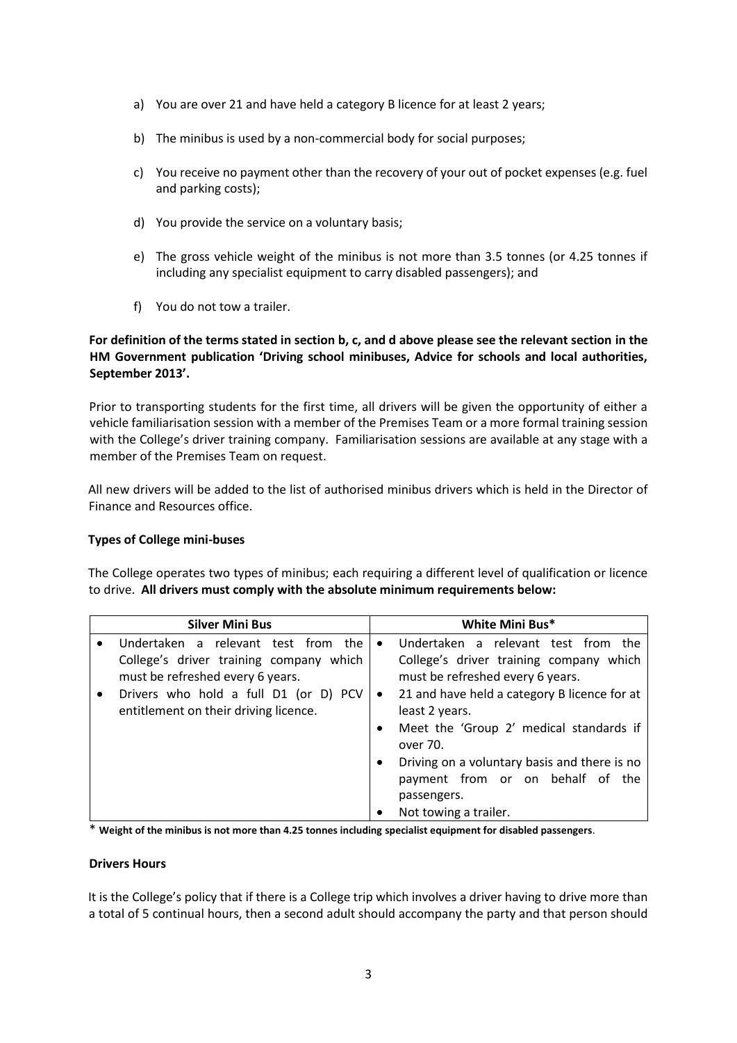a) You are over 21 and have held a category B licence for at least 2 years;

b) The minibus is used by a non-commercial body for social purposes;

c) You receive no payment other than the recovery of your out of pocket expenses (e.g. fuel and parking costs);

d) You provide the service on a voluntary basis;

e) The gross vehicle weight of the minibus is not more than 3.5 tonnes (or 4.25 tonnes if including any specialist equipment to carry disabled passengers); and

f) You do not tow a trailer.

**For definition of the terms stated in section b, c, and d above please see the relevant section in the HM Government publication 'Driving school minibuses, Advice for schools and local authorities, September 2013'.**

Prior to transporting students for the first time, all drivers will be given the opportunity of either a vehicle familiarisation session with a member of the Premises Team or a more formal training session with the College's driver training company. Familiarisation sessions are available at any stage with a member of the Premises Team on request.

All new drivers will be added to the list of authorised minibus drivers which is held in the Director of Finance and Resources office.

**Types of College mini-buses**

The College operates two types of minibus; each requiring a different level of qualification or licence to drive. **All drivers must comply with the absolute minimum requirements below:**

| Silver Mini Bus | White Mini Bus* |
|---|---|
| • Undertaken a relevant test from the College's driver training company which must be refreshed every 6 years.<br>• Drivers who hold a full D1 (or D) PCV entitlement on their driving licence. | • Undertaken a relevant test from the College's driver training company which must be refreshed every 6 years.<br>• 21 and have held a category B licence for at least 2 years.<br>• Meet the 'Group 2' medical standards if over 70.<br>• Driving on a voluntary basis and there is no payment from or on behalf of the passengers.<br>• Not towing a trailer. |

\* **Weight of the minibus is not more than 4.25 tonnes including specialist equipment for disabled passengers**.

**Drivers Hours**

It is the College's policy that if there is a College trip which involves a driver having to drive more than a total of 5 continual hours, then a second adult should accompany the party and that person should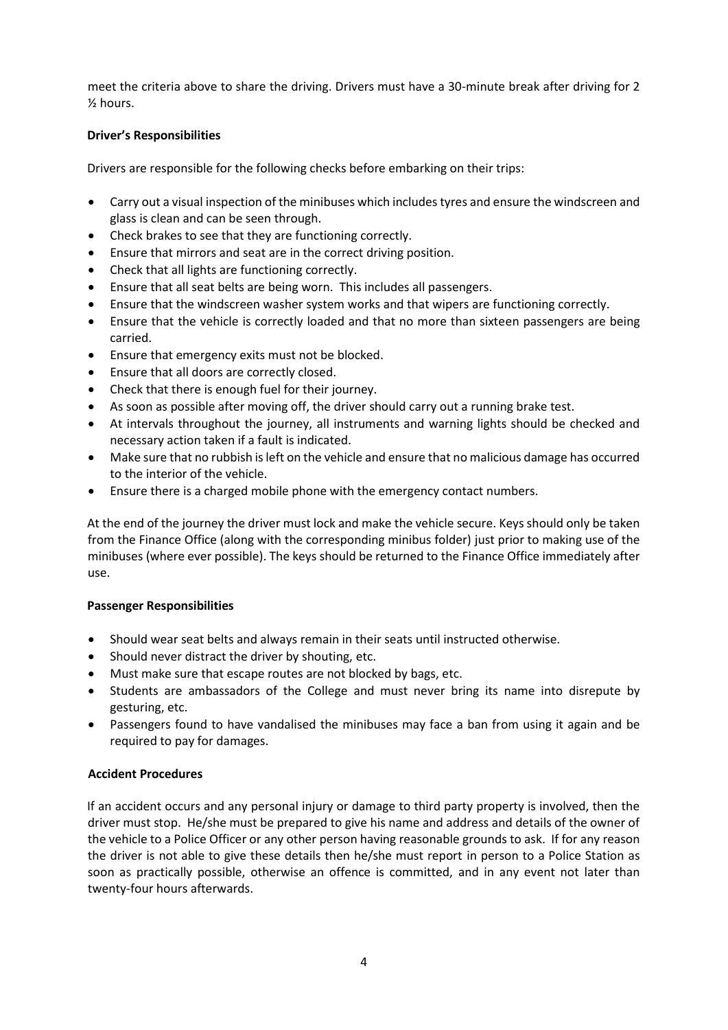meet the criteria above to share the driving. Drivers must have a 30-minute break after driving for 2 ½ hours.

**Driver's Responsibilities**

Drivers are responsible for the following checks before embarking on their trips:

- Carry out a visual inspection of the minibuses which includes tyres and ensure the windscreen and glass is clean and can be seen through.
- Check brakes to see that they are functioning correctly.
- Ensure that mirrors and seat are in the correct driving position.
- Check that all lights are functioning correctly.
- Ensure that all seat belts are being worn. This includes all passengers.
- Ensure that the windscreen washer system works and that wipers are functioning correctly.
- Ensure that the vehicle is correctly loaded and that no more than sixteen passengers are being carried.
- Ensure that emergency exits must not be blocked.
- Ensure that all doors are correctly closed.
- Check that there is enough fuel for their journey.
- As soon as possible after moving off, the driver should carry out a running brake test.
- At intervals throughout the journey, all instruments and warning lights should be checked and necessary action taken if a fault is indicated.
- Make sure that no rubbish is left on the vehicle and ensure that no malicious damage has occurred to the interior of the vehicle.
- Ensure there is a charged mobile phone with the emergency contact numbers.

At the end of the journey the driver must lock and make the vehicle secure. Keys should only be taken from the Finance Office (along with the corresponding minibus folder) just prior to making use of the minibuses (where ever possible). The keys should be returned to the Finance Office immediately after use.

**Passenger Responsibilities**

- Should wear seat belts and always remain in their seats until instructed otherwise.
- Should never distract the driver by shouting, etc.
- Must make sure that escape routes are not blocked by bags, etc.
- Students are ambassadors of the College and must never bring its name into disrepute by gesturing, etc.
- Passengers found to have vandalised the minibuses may face a ban from using it again and be required to pay for damages.

**Accident Procedures**

If an accident occurs and any personal injury or damage to third party property is involved, then the driver must stop. He/she must be prepared to give his name and address and details of the owner of the vehicle to a Police Officer or any other person having reasonable grounds to ask. If for any reason the driver is not able to give these details then he/she must report in person to a Police Station as soon as practically possible, otherwise an offence is committed, and in any event not later than twenty-four hours afterwards.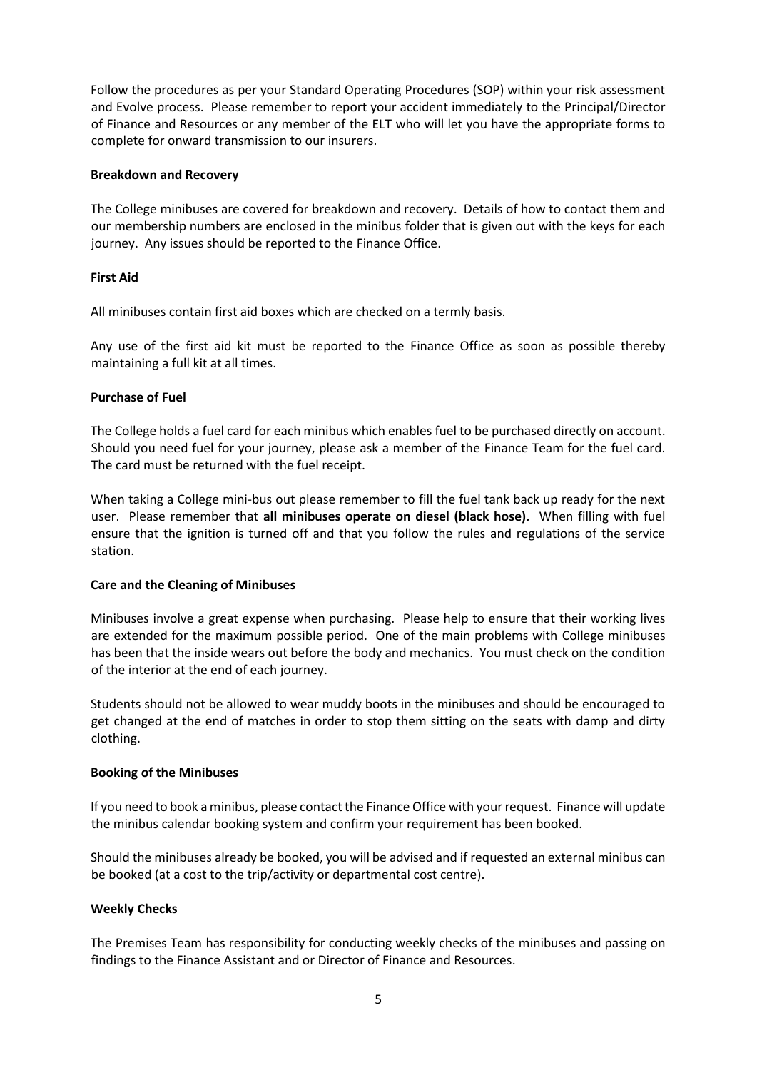Follow the procedures as per your Standard Operating Procedures (SOP) within your risk assessment and Evolve process. Please remember to report your accident immediately to the Principal/Director of Finance and Resources or any member of the ELT who will let you have the appropriate forms to complete for onward transmission to our insurers.

**Breakdown and Recovery**

The College minibuses are covered for breakdown and recovery. Details of how to contact them and our membership numbers are enclosed in the minibus folder that is given out with the keys for each journey. Any issues should be reported to the Finance Office.

**First Aid**

All minibuses contain first aid boxes which are checked on a termly basis.

Any use of the first aid kit must be reported to the Finance Office as soon as possible thereby maintaining a full kit at all times.

**Purchase of Fuel**

The College holds a fuel card for each minibus which enables fuel to be purchased directly on account. Should you need fuel for your journey, please ask a member of the Finance Team for the fuel card. The card must be returned with the fuel receipt.

When taking a College mini-bus out please remember to fill the fuel tank back up ready for the next user. Please remember that **all minibuses operate on diesel (black hose).** When filling with fuel ensure that the ignition is turned off and that you follow the rules and regulations of the service station.

**Care and the Cleaning of Minibuses**

Minibuses involve a great expense when purchasing. Please help to ensure that their working lives are extended for the maximum possible period. One of the main problems with College minibuses has been that the inside wears out before the body and mechanics. You must check on the condition of the interior at the end of each journey.

Students should not be allowed to wear muddy boots in the minibuses and should be encouraged to get changed at the end of matches in order to stop them sitting on the seats with damp and dirty clothing.

**Booking of the Minibuses**

If you need to book a minibus, please contact the Finance Office with your request. Finance will update the minibus calendar booking system and confirm your requirement has been booked.

Should the minibuses already be booked, you will be advised and if requested an external minibus can be booked (at a cost to the trip/activity or departmental cost centre).

**Weekly Checks**

The Premises Team has responsibility for conducting weekly checks of the minibuses and passing on findings to the Finance Assistant and or Director of Finance and Resources.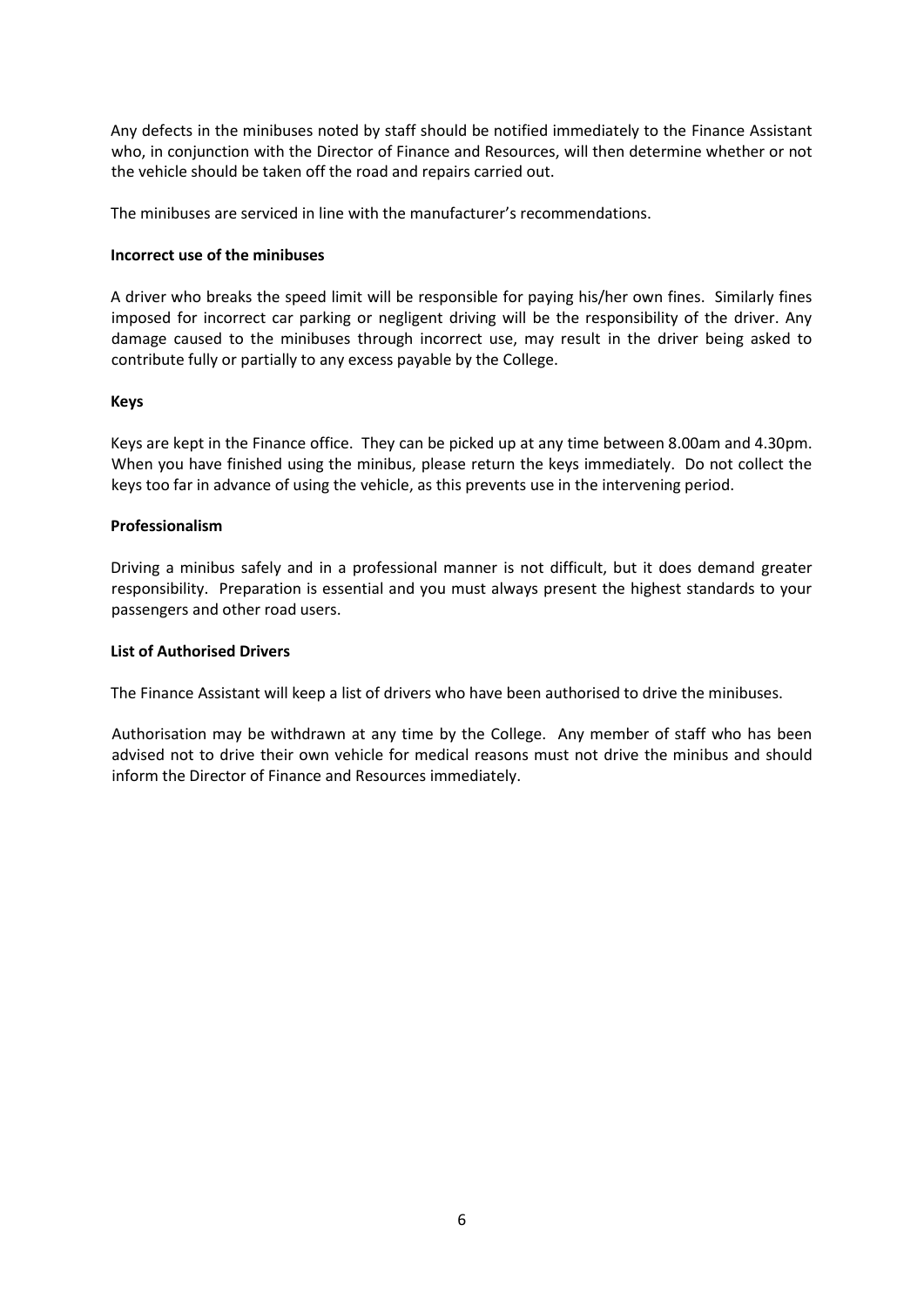Any defects in the minibuses noted by staff should be notified immediately to the Finance Assistant who, in conjunction with the Director of Finance and Resources, will then determine whether or not the vehicle should be taken off the road and repairs carried out.

The minibuses are serviced in line with the manufacturer's recommendations.

**Incorrect use of the minibuses**

A driver who breaks the speed limit will be responsible for paying his/her own fines. Similarly fines imposed for incorrect car parking or negligent driving will be the responsibility of the driver. Any damage caused to the minibuses through incorrect use, may result in the driver being asked to contribute fully or partially to any excess payable by the College.

**Keys**

Keys are kept in the Finance office. They can be picked up at any time between 8.00am and 4.30pm. When you have finished using the minibus, please return the keys immediately. Do not collect the keys too far in advance of using the vehicle, as this prevents use in the intervening period.

**Professionalism**

Driving a minibus safely and in a professional manner is not difficult, but it does demand greater responsibility. Preparation is essential and you must always present the highest standards to your passengers and other road users.

**List of Authorised Drivers**

The Finance Assistant will keep a list of drivers who have been authorised to drive the minibuses.

Authorisation may be withdrawn at any time by the College. Any member of staff who has been advised not to drive their own vehicle for medical reasons must not drive the minibus and should inform the Director of Finance and Resources immediately.